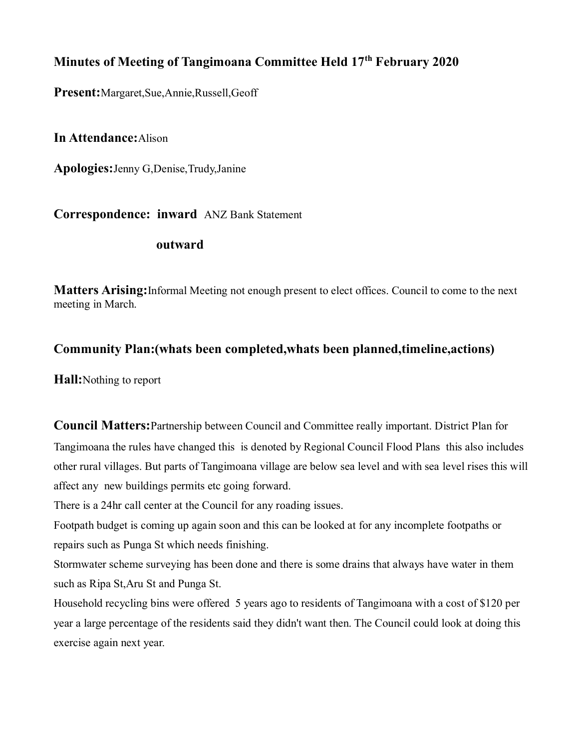# Minutes of Meeting of Tangimoana Committee Held 17th February 2020

**Present:** Margaret, Sue, Annie, Russell, Geoff

**In Attendance:** Alison

**Apologies:** Jenny G, Denise, Trudy, Janine

**Correspondence: inward** ANZ Bank Statement

**outward**

**Matters Arising:** Informal Meeting not enough present to elect offices. Council to come to the next meeting in March.

## Community Plan:(whats been completed,whats been planned,timeline,actions)

**Hall:** Nothing to report

**Council Matters:** Partnership between Council and Committee really important. District Plan for Tangimoana the rules have changed this is denoted by Regional Council Flood Plans this also includes other rural villages. But parts of Tangimoana village are below sea level and with sea level rises this will affect any new buildings permits etc going forward.

There is a 24hr call center at the Council for any roading issues.

Footpath budget is coming up again soon and this can be looked at for any incomplete footpaths or repairs such as Punga St which needs finishing.

Stormwater scheme surveying has been done and there is some drains that always have water in them such as Ripa St, Aru St and Punga St.

Household recycling bins were offered 5 years ago to residents of Tangimoana with a cost of $120 per year a large percentage of the residents said they didn't want then. The Council could look at doing this exercise again next year.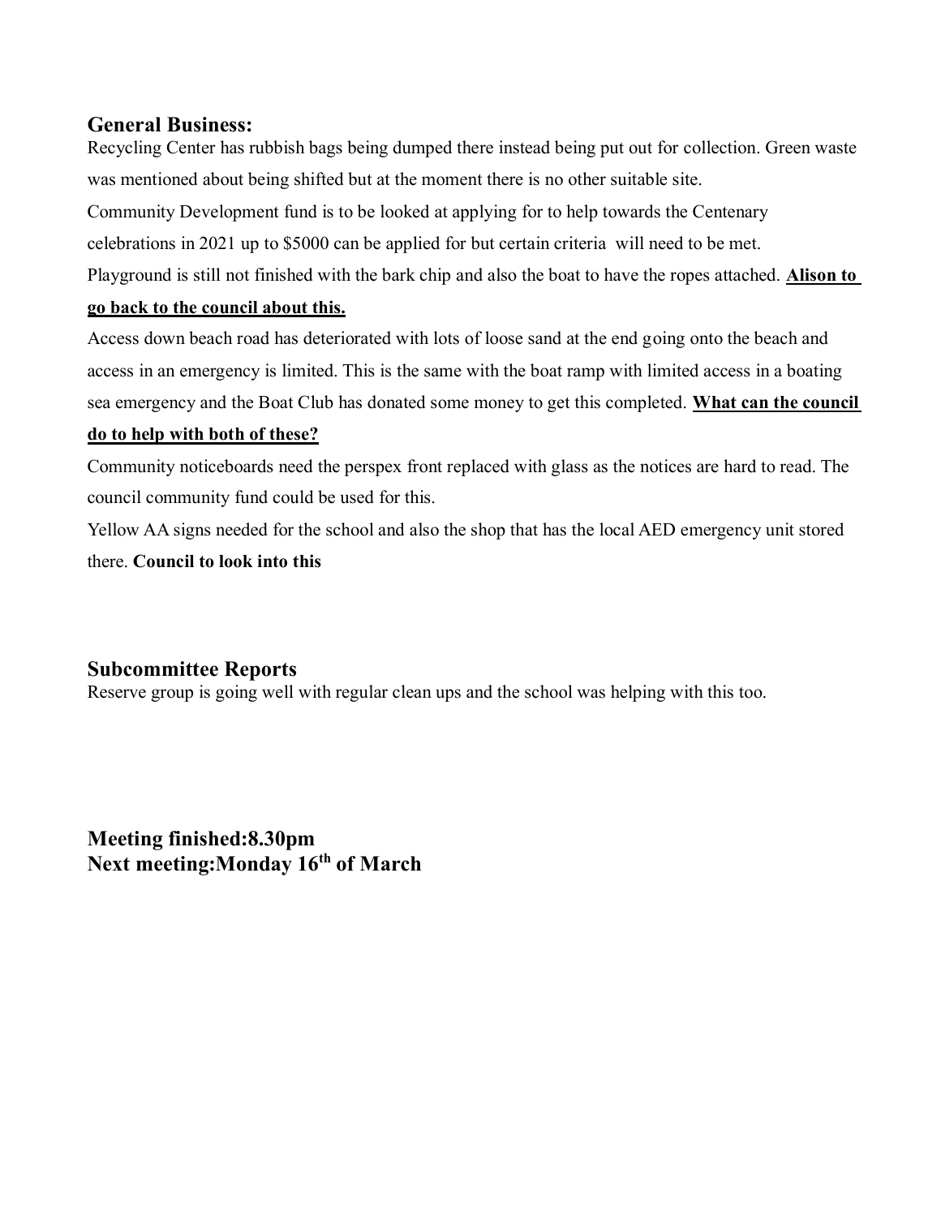## General Business:

Recycling Center has rubbish bags being dumped there instead being put out for collection. Green waste was mentioned about being shifted but at the moment there is no other suitable site.

Community Development fund is to be looked at applying for to help towards the Centenary celebrations in 2021 up to $5000 can be applied for but certain criteria will need to be met.

Playground is still not finished with the bark chip and also the boat to have the ropes attached. **Alison to go back to the council about this.**

Access down beach road has deteriorated with lots of loose sand at the end going onto the beach and access in an emergency is limited. This is the same with the boat ramp with limited access in a boating sea emergency and the Boat Club has donated some money to get this completed. **What can the council do to help with both of these?**

Community noticeboards need the perspex front replaced with glass as the notices are hard to read. The council community fund could be used for this.

Yellow AA signs needed for the school and also the shop that has the local AED emergency unit stored there. **Council to look into this**

## Subcommittee Reports

Reserve group is going well with regular clean ups and the school was helping with this too.

**Meeting finished:8.30pm**
**Next meeting:Monday 16th of March**